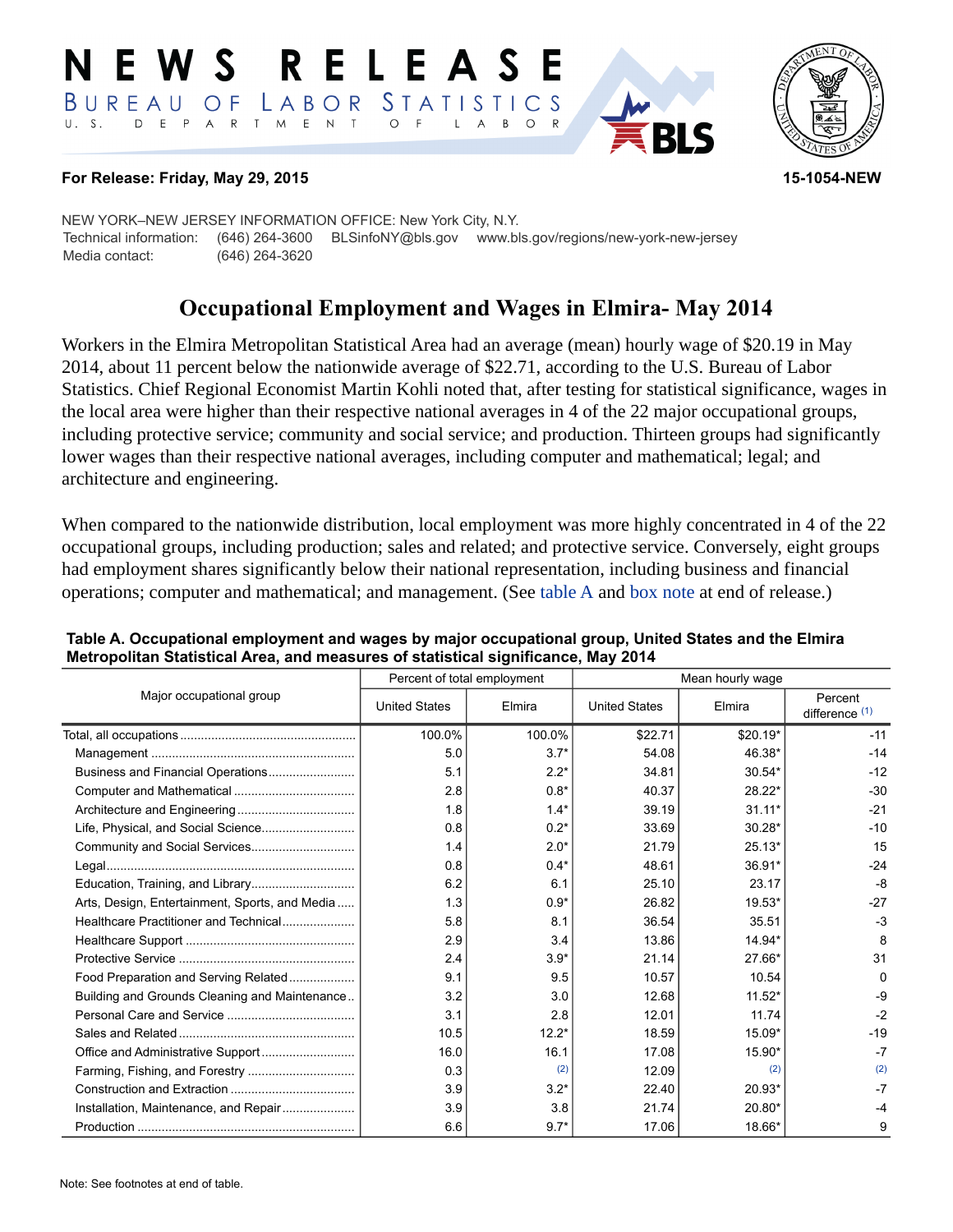# NEWS RELEASE

BUREAU OF LABOR STATISTICS

U. S. DEPARTMENT OF LABOR

**For Release: Friday, May 29, 2015** **15-1054-NEW**

NEW YORK–NEW JERSEY INFORMATION OFFICE: New York City, N.Y.
Technical information: (646) 264-3600 BLSinfoNY@bls.gov www.bls.gov/regions/new-york-new-jersey
Media contact: (646) 264-3620

## Occupational Employment and Wages in Elmira- May 2014

Workers in the Elmira Metropolitan Statistical Area had an average (mean) hourly wage of $20.19 in May 2014, about 11 percent below the nationwide average of $22.71, according to the U.S. Bureau of Labor Statistics. Chief Regional Economist Martin Kohli noted that, after testing for statistical significance, wages in the local area were higher than their respective national averages in 4 of the 22 major occupational groups, including protective service; community and social service; and production. Thirteen groups had significantly lower wages than their respective national averages, including computer and mathematical; legal; and architecture and engineering.

When compared to the nationwide distribution, local employment was more highly concentrated in 4 of the 22 occupational groups, including production; sales and related; and protective service. Conversely, eight groups had employment shares significantly below their national representation, including business and financial operations; computer and mathematical; and management. (See table A and box note at end of release.)

**Table A. Occupational employment and wages by major occupational group, United States and the Elmira Metropolitan Statistical Area, and measures of statistical significance, May 2014**

| Major occupational group | Percent of total employment | | Mean hourly wage | | |
|---|---|---|---|---|---|
| | United States | Elmira | United States | Elmira | Percent difference (1) |
| Total, all occupations | 100.0% | 100.0% | $22.71 | $20.19* | -11 |
| Management | 5.0 | 3.7* | 54.08 | 46.38* | -14 |
| Business and Financial Operations | 5.1 | 2.2* | 34.81 | 30.54* | -12 |
| Computer and Mathematical | 2.8 | 0.8* | 40.37 | 28.22* | -30 |
| Architecture and Engineering | 1.8 | 1.4* | 39.19 | 31.11* | -21 |
| Life, Physical, and Social Science | 0.8 | 0.2* | 33.69 | 30.28* | -10 |
| Community and Social Services | 1.4 | 2.0* | 21.79 | 25.13* | 15 |
| Legal | 0.8 | 0.4* | 48.61 | 36.91* | -24 |
| Education, Training, and Library | 6.2 | 6.1 | 25.10 | 23.17 | -8 |
| Arts, Design, Entertainment, Sports, and Media | 1.3 | 0.9* | 26.82 | 19.53* | -27 |
| Healthcare Practitioner and Technical | 5.8 | 8.1 | 36.54 | 35.51 | -3 |
| Healthcare Support | 2.9 | 3.4 | 13.86 | 14.94* | 8 |
| Protective Service | 2.4 | 3.9* | 21.14 | 27.66* | 31 |
| Food Preparation and Serving Related | 9.1 | 9.5 | 10.57 | 10.54 | 0 |
| Building and Grounds Cleaning and Maintenance | 3.2 | 3.0 | 12.68 | 11.52* | -9 |
| Personal Care and Service | 3.1 | 2.8 | 12.01 | 11.74 | -2 |
| Sales and Related | 10.5 | 12.2* | 18.59 | 15.09* | -19 |
| Office and Administrative Support | 16.0 | 16.1 | 17.08 | 15.90* | -7 |
| Farming, Fishing, and Forestry | 0.3 | (2) | 12.09 | (2) | (2) |
| Construction and Extraction | 3.9 | 3.2* | 22.40 | 20.93* | -7 |
| Installation, Maintenance, and Repair | 3.9 | 3.8 | 21.74 | 20.80* | -4 |
| Production | 6.6 | 9.7* | 17.06 | 18.66* | 9 |

Note: See footnotes at end of table.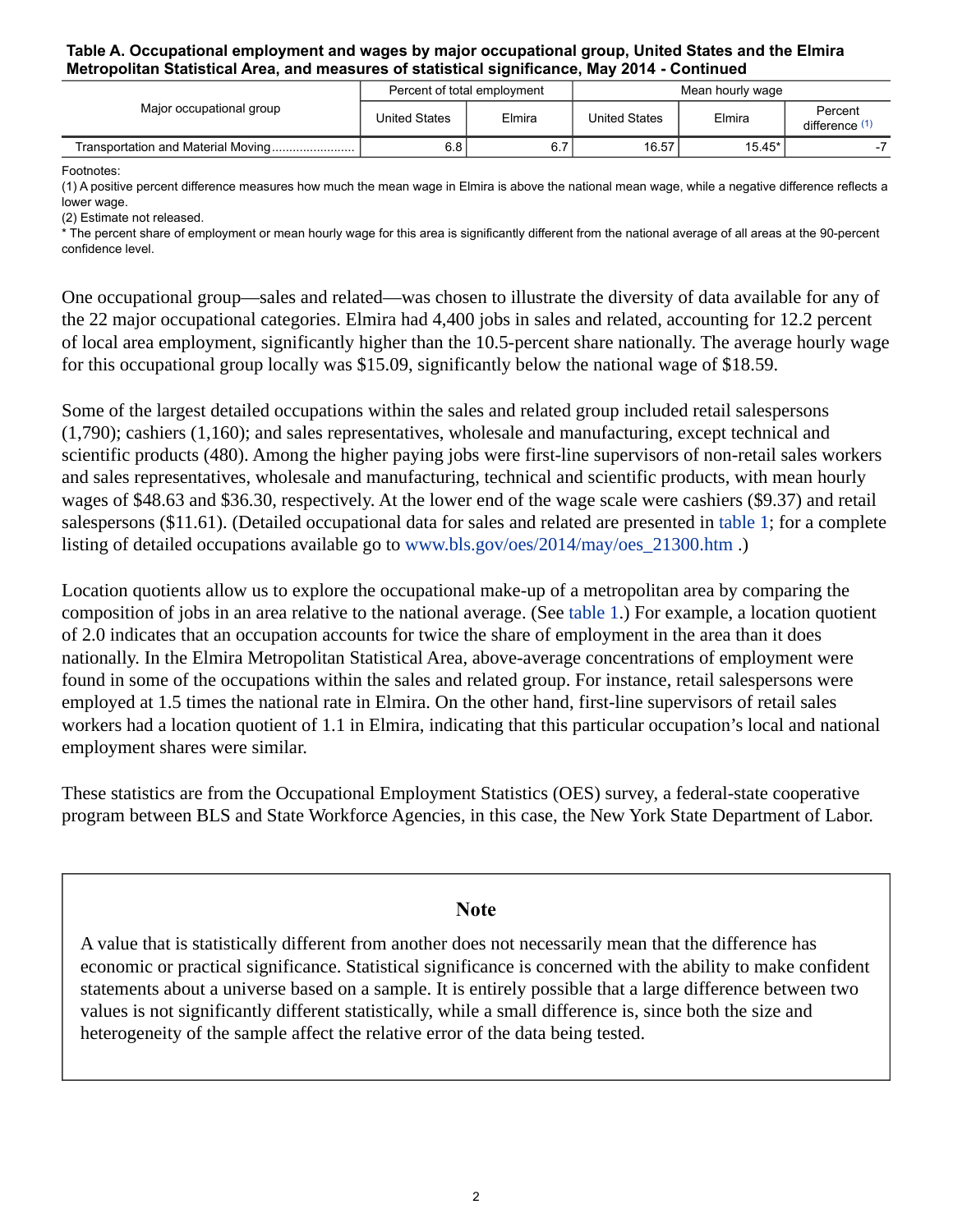**Table A. Occupational employment and wages by major occupational group, United States and the Elmira Metropolitan Statistical Area, and measures of statistical significance, May 2014 - Continued**

| Major occupational group | Percent of total employment | | Mean hourly wage | | |
|---|---|---|---|---|---|
| | United States | Elmira | United States | Elmira | Percent difference (1) |
| Transportation and Material Moving | 6.8 | 6.7 | 16.57 | 15.45* | -7 |

Footnotes:
(1) A positive percent difference measures how much the mean wage in Elmira is above the national mean wage, while a negative difference reflects a lower wage.
(2) Estimate not released.
* The percent share of employment or mean hourly wage for this area is significantly different from the national average of all areas at the 90-percent confidence level.

One occupational group—sales and related—was chosen to illustrate the diversity of data available for any of the 22 major occupational categories. Elmira had 4,400 jobs in sales and related, accounting for 12.2 percent of local area employment, significantly higher than the 10.5-percent share nationally. The average hourly wage for this occupational group locally was $15.09, significantly below the national wage of $18.59.

Some of the largest detailed occupations within the sales and related group included retail salespersons (1,790); cashiers (1,160); and sales representatives, wholesale and manufacturing, except technical and scientific products (480). Among the higher paying jobs were first-line supervisors of non-retail sales workers and sales representatives, wholesale and manufacturing, technical and scientific products, with mean hourly wages of $48.63 and $36.30, respectively. At the lower end of the wage scale were cashiers ($9.37) and retail salespersons ($11.61). (Detailed occupational data for sales and related are presented in table 1; for a complete listing of detailed occupations available go to www.bls.gov/oes/2014/may/oes_21300.htm .)

Location quotients allow us to explore the occupational make-up of a metropolitan area by comparing the composition of jobs in an area relative to the national average. (See table 1.) For example, a location quotient of 2.0 indicates that an occupation accounts for twice the share of employment in the area than it does nationally. In the Elmira Metropolitan Statistical Area, above-average concentrations of employment were found in some of the occupations within the sales and related group. For instance, retail salespersons were employed at 1.5 times the national rate in Elmira. On the other hand, first-line supervisors of retail sales workers had a location quotient of 1.1 in Elmira, indicating that this particular occupation's local and national employment shares were similar.

These statistics are from the Occupational Employment Statistics (OES) survey, a federal-state cooperative program between BLS and State Workforce Agencies, in this case, the New York State Department of Labor.

## Note

A value that is statistically different from another does not necessarily mean that the difference has economic or practical significance. Statistical significance is concerned with the ability to make confident statements about a universe based on a sample. It is entirely possible that a large difference between two values is not significantly different statistically, while a small difference is, since both the size and heterogeneity of the sample affect the relative error of the data being tested.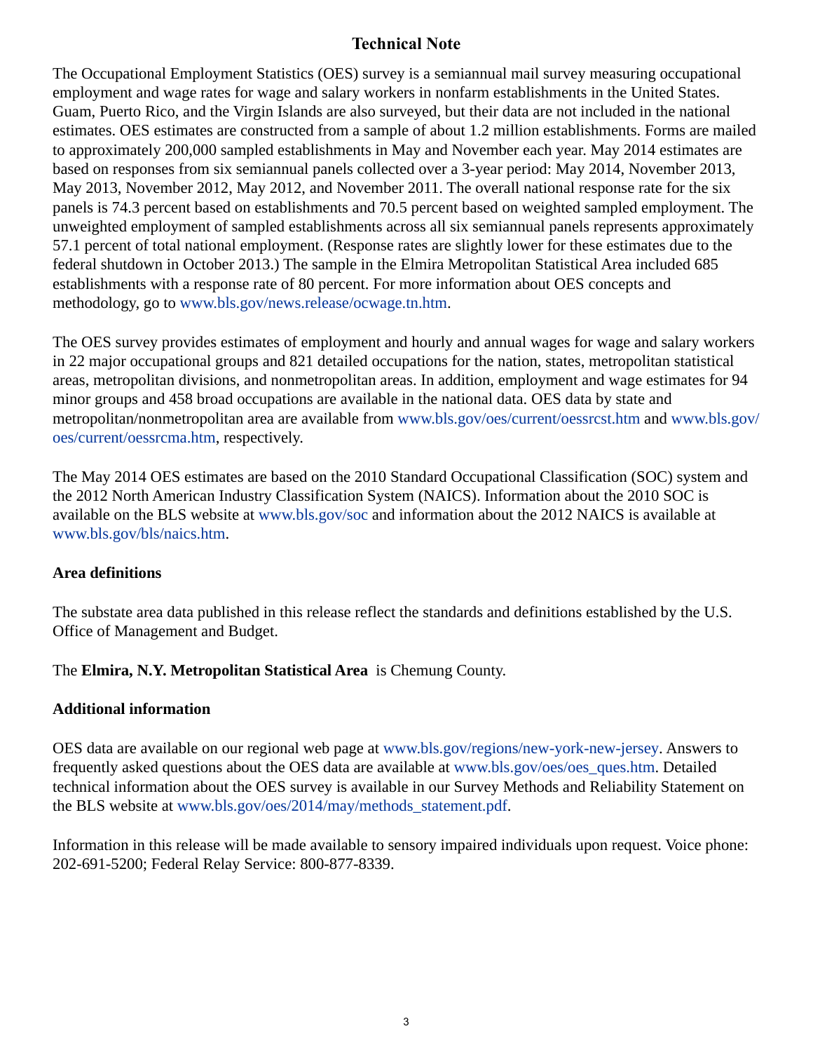## Technical Note

The Occupational Employment Statistics (OES) survey is a semiannual mail survey measuring occupational employment and wage rates for wage and salary workers in nonfarm establishments in the United States. Guam, Puerto Rico, and the Virgin Islands are also surveyed, but their data are not included in the national estimates. OES estimates are constructed from a sample of about 1.2 million establishments. Forms are mailed to approximately 200,000 sampled establishments in May and November each year. May 2014 estimates are based on responses from six semiannual panels collected over a 3-year period: May 2014, November 2013, May 2013, November 2012, May 2012, and November 2011. The overall national response rate for the six panels is 74.3 percent based on establishments and 70.5 percent based on weighted sampled employment. The unweighted employment of sampled establishments across all six semiannual panels represents approximately 57.1 percent of total national employment. (Response rates are slightly lower for these estimates due to the federal shutdown in October 2013.) The sample in the Elmira Metropolitan Statistical Area included 685 establishments with a response rate of 80 percent. For more information about OES concepts and methodology, go to www.bls.gov/news.release/ocwage.tn.htm.

The OES survey provides estimates of employment and hourly and annual wages for wage and salary workers in 22 major occupational groups and 821 detailed occupations for the nation, states, metropolitan statistical areas, metropolitan divisions, and nonmetropolitan areas. In addition, employment and wage estimates for 94 minor groups and 458 broad occupations are available in the national data. OES data by state and metropolitan/nonmetropolitan area are available from www.bls.gov/oes/current/oessrcst.htm and www.bls.gov/oes/current/oessrcma.htm, respectively.

The May 2014 OES estimates are based on the 2010 Standard Occupational Classification (SOC) system and the 2012 North American Industry Classification System (NAICS). Information about the 2010 SOC is available on the BLS website at www.bls.gov/soc and information about the 2012 NAICS is available at www.bls.gov/bls/naics.htm.

### Area definitions

The substate area data published in this release reflect the standards and definitions established by the U.S. Office of Management and Budget.

The **Elmira, N.Y. Metropolitan Statistical Area** is Chemung County.

### Additional information

OES data are available on our regional web page at www.bls.gov/regions/new-york-new-jersey. Answers to frequently asked questions about the OES data are available at www.bls.gov/oes/oes_ques.htm. Detailed technical information about the OES survey is available in our Survey Methods and Reliability Statement on the BLS website at www.bls.gov/oes/2014/may/methods_statement.pdf.

Information in this release will be made available to sensory impaired individuals upon request. Voice phone: 202-691-5200; Federal Relay Service: 800-877-8339.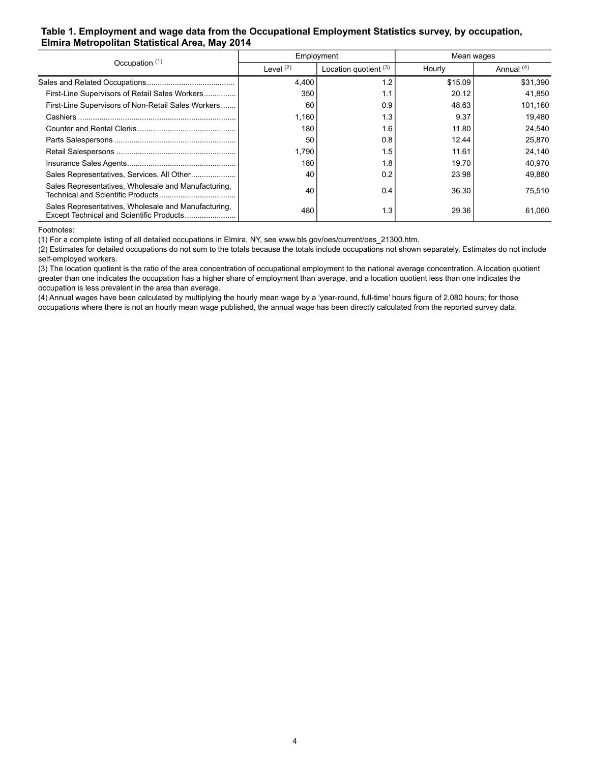**Table 1. Employment and wage data from the Occupational Employment Statistics survey, by occupation, Elmira Metropolitan Statistical Area, May 2014**

| Occupation [(1)] | Employment | | Mean wages | |
|---|---|---|---|---|
| | Level [(2)] | Location quotient [(3)] | Hourly | Annual [(4)] |
| Sales and Related Occupations | 4,400 | 1.2 | $15.09 | $31,390 |
| First-Line Supervisors of Retail Sales Workers | 350 | 1.1 | 20.12 | 41,850 |
| First-Line Supervisors of Non-Retail Sales Workers | 60 | 0.9 | 48.63 | 101,160 |
| Cashiers | 1,160 | 1.3 | 9.37 | 19,480 |
| Counter and Rental Clerks | 180 | 1.6 | 11.80 | 24,540 |
| Parts Salespersons | 50 | 0.8 | 12.44 | 25,870 |
| Retail Salespersons | 1,790 | 1.5 | 11.61 | 24,140 |
| Insurance Sales Agents | 180 | 1.8 | 19.70 | 40,970 |
| Sales Representatives, Services, All Other | 40 | 0.2 | 23.98 | 49,880 |
| Sales Representatives, Wholesale and Manufacturing, Technical and Scientific Products | 40 | 0.4 | 36.30 | 75,510 |
| Sales Representatives, Wholesale and Manufacturing, Except Technical and Scientific Products | 480 | 1.3 | 29.36 | 61,060 |

Footnotes:
(1) For a complete listing of all detailed occupations in Elmira, NY, see www.bls.gov/oes/current/oes_21300.htm.
(2) Estimates for detailed occupations do not sum to the totals because the totals include occupations not shown separately. Estimates do not include self-employed workers.
(3) The location quotient is the ratio of the area concentration of occupational employment to the national average concentration. A location quotient greater than one indicates the occupation has a higher share of employment than average, and a location quotient less than one indicates the occupation is less prevalent in the area than average.
(4) Annual wages have been calculated by multiplying the hourly mean wage by a 'year-round, full-time' hours figure of 2,080 hours; for those occupations where there is not an hourly mean wage published, the annual wage has been directly calculated from the reported survey data.